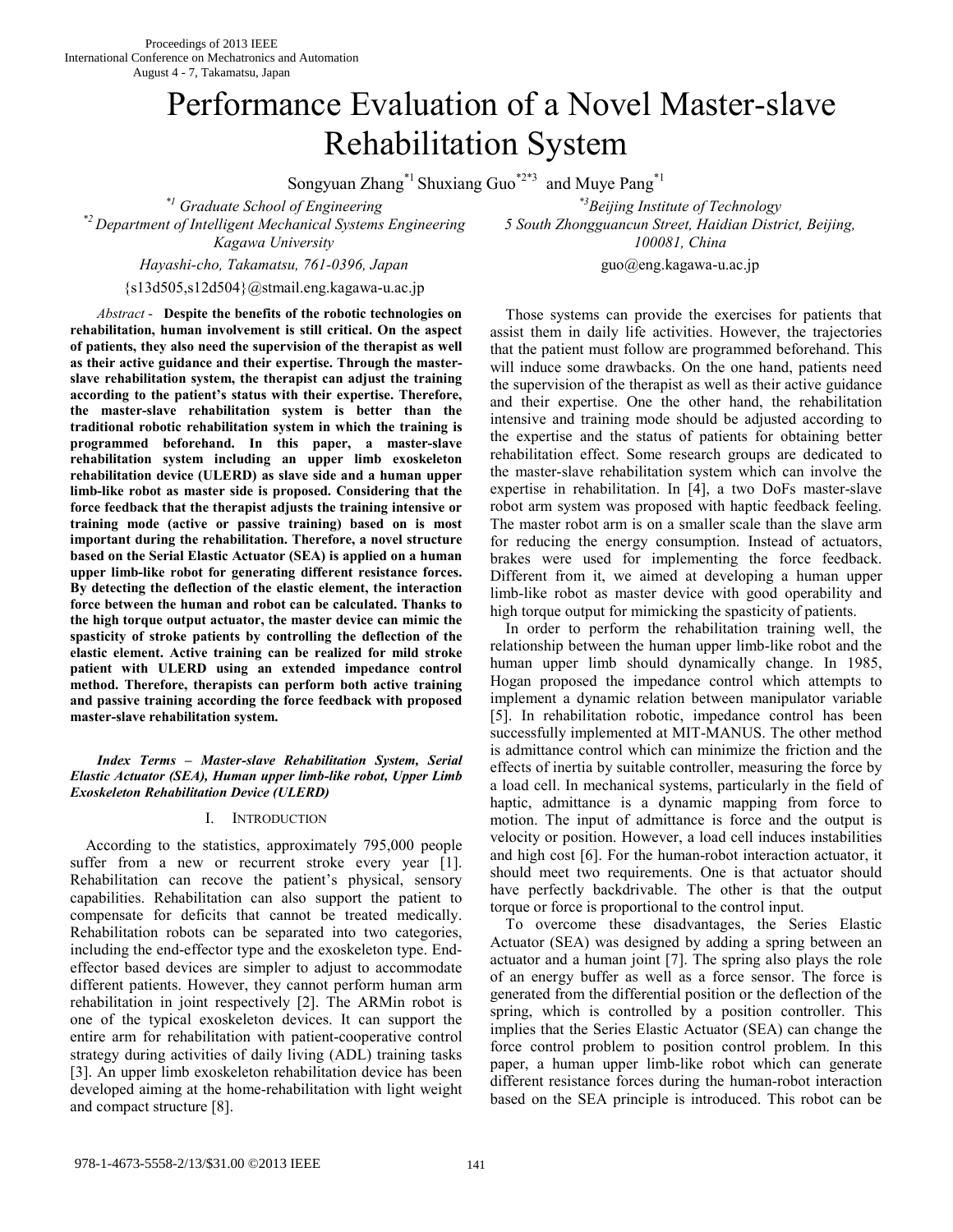# Performance Evaluation of a Novel Master-slave Rehabilitation System

Songyuan Zhang[*1] Shuxiang Guo[*2*3] and Muye Pang[*1]

[*1] *Graduate School of Engineering*
[*2] *Department of Intelligent Mechanical Systems Engineering*
*Kagawa University*
*Hayashi-cho, Takamatsu, 761-0396, Japan*
{s13d505,s12d504}@stmail.eng.kagawa-u.ac.jp

[*3] *Beijing Institute of Technology*
*5 South Zhongguancun Street, Haidian District, Beijing, 100081, China*
guo@eng.kagawa-u.ac.jp

*Abstract* - **Despite the benefits of the robotic technologies on rehabilitation, human involvement is still critical. On the aspect of patients, they also need the supervision of the therapist as well as their active guidance and their expertise. Through the master-slave rehabilitation system, the therapist can adjust the training according to the patient's status with their expertise. Therefore, the master-slave rehabilitation system is better than the traditional robotic rehabilitation system in which the training is programmed beforehand. In this paper, a master-slave rehabilitation system including an upper limb exoskeleton rehabilitation device (ULERD) as slave side and a human upper limb-like robot as master side is proposed. Considering that the force feedback that the therapist adjusts the training intensive or training mode (active or passive training) based on is most important during the rehabilitation. Therefore, a novel structure based on the Serial Elastic Actuator (SEA) is applied on a human upper limb-like robot for generating different resistance forces. By detecting the deflection of the elastic element, the interaction force between the human and robot can be calculated. Thanks to the high torque output actuator, the master device can mimic the spasticity of stroke patients by controlling the deflection of the elastic element. Active training can be realized for mild stroke patient with ULERD using an extended impedance control method. Therefore, therapists can perform both active training and passive training according the force feedback with proposed master-slave rehabilitation system.**

***Index Terms – Master-slave Rehabilitation System, Serial Elastic Actuator (SEA), Human upper limb-like robot, Upper Limb Exoskeleton Rehabilitation Device (ULERD)***

## I. Introduction

According to the statistics, approximately 795,000 people suffer from a new or recurrent stroke every year [1]. Rehabilitation can recove the patient's physical, sensory capabilities. Rehabilitation can also support the patient to compensate for deficits that cannot be treated medically. Rehabilitation robots can be separated into two categories, including the end-effector type and the exoskeleton type. End-effector based devices are simpler to adjust to accommodate different patients. However, they cannot perform human arm rehabilitation in joint respectively [2]. The ARMin robot is one of the typical exoskeleton devices. It can support the entire arm for rehabilitation with patient-cooperative control strategy during activities of daily living (ADL) training tasks [3]. An upper limb exoskeleton rehabilitation device has been developed aiming at the home-rehabilitation with light weight and compact structure [8].

Those systems can provide the exercises for patients that assist them in daily life activities. However, the trajectories that the patient must follow are programmed beforehand. This will induce some drawbacks. On the one hand, patients need the supervision of the therapist as well as their active guidance and their expertise. One the other hand, the rehabilitation intensive and training mode should be adjusted according to the expertise and the status of patients for obtaining better rehabilitation effect. Some research groups are dedicated to the master-slave rehabilitation system which can involve the expertise in rehabilitation. In [4], a two DoFs master-slave robot arm system was proposed with haptic feedback feeling. The master robot arm is on a smaller scale than the slave arm for reducing the energy consumption. Instead of actuators, brakes were used for implementing the force feedback. Different from it, we aimed at developing a human upper limb-like robot as master device with good operability and high torque output for mimicking the spasticity of patients.

In order to perform the rehabilitation training well, the relationship between the human upper limb-like robot and the human upper limb should dynamically change. In 1985, Hogan proposed the impedance control which attempts to implement a dynamic relation between manipulator variable [5]. In rehabilitation robotic, impedance control has been successfully implemented at MIT-MANUS. The other method is admittance control which can minimize the friction and the effects of inertia by suitable controller, measuring the force by a load cell. In mechanical systems, particularly in the field of haptic, admittance is a dynamic mapping from force to motion. The input of admittance is force and the output is velocity or position. However, a load cell induces instabilities and high cost [6]. For the human-robot interaction actuator, it should meet two requirements. One is that actuator should have perfectly backdrivable. The other is that the output torque or force is proportional to the control input.

To overcome these disadvantages, the Series Elastic Actuator (SEA) was designed by adding a spring between an actuator and a human joint [7]. The spring also plays the role of an energy buffer as well as a force sensor. The force is generated from the differential position or the deflection of the spring, which is controlled by a position controller. This implies that the Series Elastic Actuator (SEA) can change the force control problem to position control problem. In this paper, a human upper limb-like robot which can generate different resistance forces during the human-robot interaction based on the SEA principle is introduced. This robot can be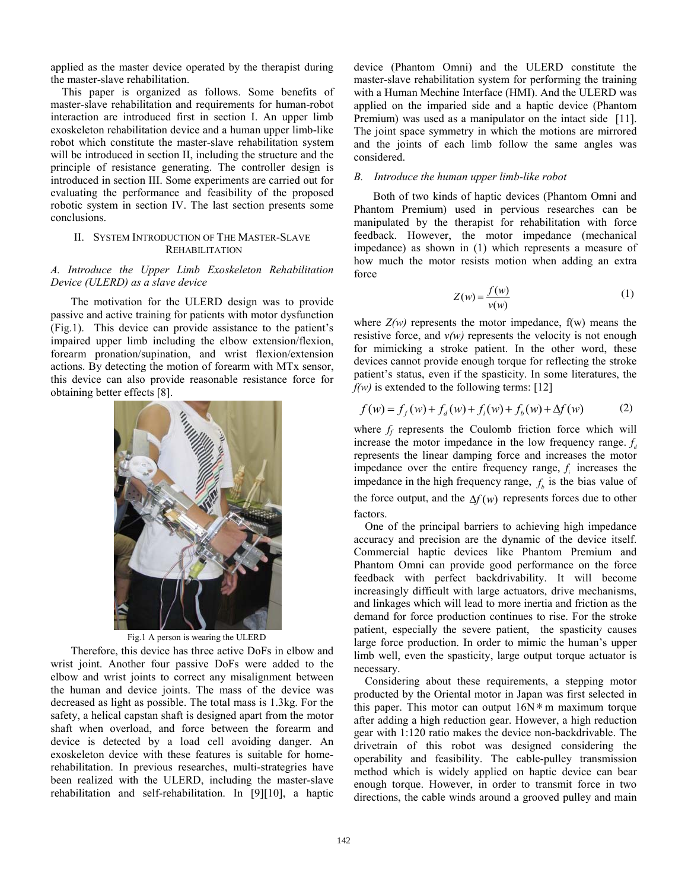applied as the master device operated by the therapist during the master-slave rehabilitation.

This paper is organized as follows. Some benefits of master-slave rehabilitation and requirements for human-robot interaction are introduced first in section I. An upper limb exoskeleton rehabilitation device and a human upper limb-like robot which constitute the master-slave rehabilitation system will be introduced in section II, including the structure and the principle of resistance generating. The controller design is introduced in section III. Some experiments are carried out for evaluating the performance and feasibility of the proposed robotic system in section IV. The last section presents some conclusions.

## II. System Introduction of The Master-Slave Rehabilitation

### *A. Introduce the Upper Limb Exoskeleton Rehabilitation Device (ULERD) as a slave device*

The motivation for the ULERD design was to provide passive and active training for patients with motor dysfunction (Fig.1). This device can provide assistance to the patient's impaired upper limb including the elbow extension/flexion, forearm pronation/supination, and wrist flexion/extension actions. By detecting the motion of forearm with MTx sensor, this device can also provide reasonable resistance force for obtaining better effects [8].

Fig.1 A person is wearing the ULERD

Therefore, this device has three active DoFs in elbow and wrist joint. Another four passive DoFs were added to the elbow and wrist joints to correct any misalignment between the human and device joints. The mass of the device was decreased as light as possible. The total mass is 1.3kg. For the safety, a helical capstan shaft is designed apart from the motor shaft when overload, and force between the forearm and device is detected by a load cell avoiding danger. An exoskeleton device with these features is suitable for home-rehabilitation. In previous researches, multi-strategries have been realized with the ULERD, including the master-slave rehabilitation and self-rehabilitation. In [9][10], a haptic device (Phantom Omni) and the ULERD constitute the master-slave rehabilitation system for performing the training with a Human Mechine Interface (HMI). And the ULERD was applied on the imparied side and a haptic device (Phantom Premium) was used as a manipulator on the intact side [11]. The joint space symmetry in which the motions are mirrored and the joints of each limb follow the same angles was considered.

### *B. Introduce the human upper limb-like robot*

Both of two kinds of haptic devices (Phantom Omni and Phantom Premium) used in pervious researches can be manipulated by the therapist for rehabilitation with force feedback. However, the motor impedance (mechanical impedance) as shown in (1) which represents a measure of how much the motor resists motion when adding an extra force

$$Z(w) = \frac{f(w)}{v(w)} \tag{1}$$

where $Z(w)$ represents the motor impedance, f(w) means the resistive force, and $v(w)$ represents the velocity is not enough for mimicking a stroke patient. In the other word, these devices cannot provide enough torque for reflecting the stroke patient's status, even if the spasticity. In some literatures, the $f(w)$ is extended to the following terms: [12]

$$f(w) = f_f(w) + f_d(w) + f_i(w) + f_b(w) + \Delta f(w) \tag{2}$$

where $f_f$ represents the Coulomb friction force which will increase the motor impedance in the low frequency range. $f_d$ represents the linear damping force and increases the motor impedance over the entire frequency range, $f_i$ increases the impedance in the high frequency range, $f_b$ is the bias value of the force output, and the $\Delta f(w)$ represents forces due to other factors.

One of the principal barriers to achieving high impedance accuracy and precision are the dynamic of the device itself. Commercial haptic devices like Phantom Premium and Phantom Omni can provide good performance on the force feedback with perfect backdrivability. It will become increasingly difficult with large actuators, drive mechanisms, and linkages which will lead to more inertia and friction as the demand for force production continues to rise. For the stroke patient, especially the severe patient, the spasticity causes large force production. In order to mimic the human's upper limb well, even the spasticity, large output torque actuator is necessary.

Considering about these requirements, a stepping motor producted by the Oriental motor in Japan was first selected in this paper. This motor can output 16N*m maximum torque after adding a high reduction gear. However, a high reduction gear with 1:120 ratio makes the device non-backdrivable. The drivetrain of this robot was designed considering the operability and feasibility. The cable-pulley transmission method which is widely applied on haptic device can bear enough torque. However, in order to transmit force in two directions, the cable winds around a grooved pulley and main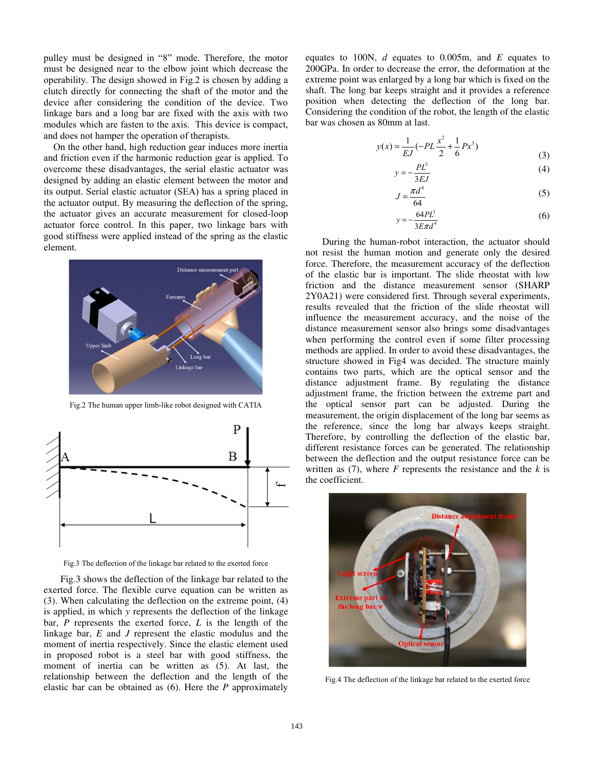pulley must be designed in "8" mode. Therefore, the motor must be designed near to the elbow joint which decrease the operability. The design showed in Fig.2 is chosen by adding a clutch directly for connecting the shaft of the motor and the device after considering the condition of the device. Two linkage bars and a long bar are fixed with the axis with two modules which are fasten to the axis. This device is compact, and does not hamper the operation of therapists.

On the other hand, high reduction gear induces more inertia and friction even if the harmonic reduction gear is applied. To overcome these disadvantages, the serial elastic actuator was designed by adding an elastic element between the motor and its output. Serial elastic actuator (SEA) has a spring placed in the actuator output. By measuring the deflection of the spring, the actuator gives an accurate measurement for closed-loop actuator force control. In this paper, two linkage bars with good stiffness were applied instead of the spring as the elastic element.

Fig.2 The human upper limb-like robot designed with CATIA

Fig.3 The deflection of the linkage bar related to the exerted force

Fig.3 shows the deflection of the linkage bar related to the exerted force. The flexible curve equation can be written as (3). When calculating the deflection on the extreme point, (4) is applied, in which $y$ represents the deflection of the linkage bar, $P$ represents the exerted force, $L$ is the length of the linkage bar, $E$ and $J$ represent the elastic modulus and the moment of inertia respectively. Since the elastic element used in proposed robot is a steel bar with good stiffness, the moment of inertia can be written as (5). At last, the relationship between the deflection and the length of the elastic bar can be obtained as (6). Here the $P$ approximately equates to 100N, $d$ equates to 0.005m, and $E$ equates to 200GPa. In order to decrease the error, the deformation at the extreme point was enlarged by a long bar which is fixed on the shaft. The long bar keeps straight and it provides a reference position when detecting the deflection of the long bar. Considering the condition of the robot, the length of the elastic bar was chosen as 80mm at last.

$$y(x) = \frac{1}{EJ}\left(-PL\frac{x^2}{2} + \frac{1}{6}Px^3\right) \tag{3}$$

$$y = -\frac{PL^3}{3EJ} \tag{4}$$

$$J = \frac{\pi d^4}{64} \tag{5}$$

$$y = -\frac{64PL^3}{3E\pi d^4} \tag{6}$$

During the human-robot interaction, the actuator should not resist the human motion and generate only the desired force. Therefore, the measurement accuracy of the deflection of the elastic bar is important. The slide rheostat with low friction and the distance measurement sensor (SHARP 2Y0A21) were considered first. Through several experiments, results revealed that the friction of the slide rheostat will influence the measurement accuracy, and the noise of the distance measurement sensor also brings some disadvantages when performing the control even if some filter processing methods are applied. In order to avoid these disadvantages, the structure showed in Fig4 was decided. The structure mainly contains two parts, which are the optical sensor and the distance adjustment frame. By regulating the distance adjustment frame, the friction between the extreme part and the optical sensor part can be adjusted. During the measurement, the origin displacement of the long bar seems as the reference, since the long bar always keeps straight. Therefore, by controlling the deflection of the elastic bar, different resistance forces can be generated. The relationship between the deflection and the output resistance force can be written as (7), where $F$ represents the resistance and the $k$ is the coefficient.

Fig.4 The deflection of the linkage bar related to the exerted force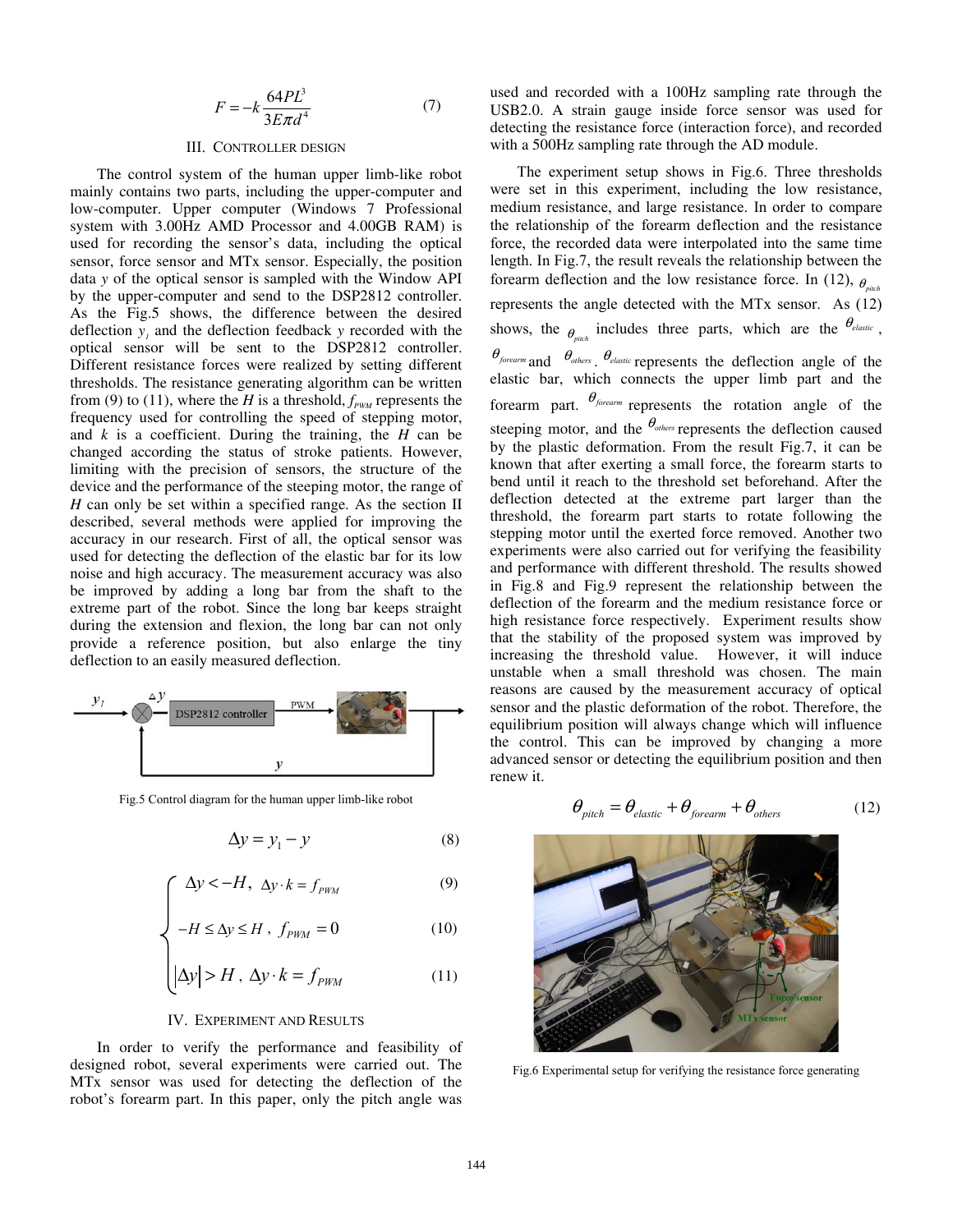$$F = -k\frac{64PL^3}{3E\pi d^4} \tag{7}$$

## III. Controller Design

The control system of the human upper limb-like robot mainly contains two parts, including the upper-computer and low-computer. Upper computer (Windows 7 Professional system with 3.00Hz AMD Processor and 4.00GB RAM) is used for recording the sensor's data, including the optical sensor, force sensor and MTx sensor. Especially, the position data $y$ of the optical sensor is sampled with the Window API by the upper-computer and send to the DSP2812 controller. As the Fig.5 shows, the difference between the desired deflection $y_l$ and the deflection feedback $y$ recorded with the optical sensor will be sent to the DSP2812 controller. Different resistance forces were realized by setting different thresholds. The resistance generating algorithm can be written from (9) to (11), where the $H$ is a threshold, $f_{PWM}$ represents the frequency used for controlling the speed of stepping motor, and $k$ is a coefficient. During the training, the $H$ can be changed according the status of stroke patients. However, limiting with the precision of sensors, the structure of the device and the performance of the steeping motor, the range of $H$ can only be set within a specified range. As the section II described, several methods were applied for improving the accuracy in our research. First of all, the optical sensor was used for detecting the deflection of the elastic bar for its low noise and high accuracy. The measurement accuracy was also be improved by adding a long bar from the shaft to the extreme part of the robot. Since the long bar keeps straight during the extension and flexion, the long bar can not only provide a reference position, but also enlarge the tiny deflection to an easily measured deflection.

Fig.5 Control diagram for the human upper limb-like robot

$$\Delta y = y_1 - y \tag{8}$$

$$\Delta y < -H,\ \Delta y \cdot k = f_{PWM} \tag{9}$$

$$-H \le \Delta y \le H,\ f_{PWM} = 0 \tag{10}$$

$$|\Delta y| > H,\ \Delta y \cdot k = f_{PWM} \tag{11}$$

## IV. Experiment and Results

In order to verify the performance and feasibility of designed robot, several experiments were carried out. The MTx sensor was used for detecting the deflection of the robot's forearm part. In this paper, only the pitch angle was used and recorded with a 100Hz sampling rate through the USB2.0. A strain gauge inside force sensor was used for detecting the resistance force (interaction force), and recorded with a 500Hz sampling rate through the AD module.

The experiment setup shows in Fig.6. Three thresholds were set in this experiment, including the low resistance, medium resistance, and large resistance. In order to compare the relationship of the forearm deflection and the resistance force, the recorded data were interpolated into the same time length. In Fig.7, the result reveals the relationship between the forearm deflection and the low resistance force. In (12), $\theta_{pitch}$ represents the angle detected with the MTx sensor. As (12) shows, the $\theta_{pitch}$ includes three parts, which are the $\theta_{elastic}$, $\theta_{forearm}$ and $\theta_{others}$. $\theta_{elastic}$ represents the deflection angle of the elastic bar, which connects the upper limb part and the forearm part. $\theta_{forearm}$ represents the rotation angle of the steeping motor, and the $\theta_{others}$ represents the deflection caused by the plastic deformation. From the result Fig.7, it can be known that after exerting a small force, the forearm starts to bend until it reach to the threshold set beforehand. After the deflection detected at the extreme part larger than the threshold, the forearm part starts to rotate following the stepping motor until the exerted force removed. Another two experiments were also carried out for verifying the feasibility and performance with different threshold. The results showed in Fig.8 and Fig.9 represent the relationship between the deflection of the forearm and the medium resistance force or high resistance force respectively. Experiment results show that the stability of the proposed system was improved by increasing the threshold value. However, it will induce unstable when a small threshold was chosen. The main reasons are caused by the measurement accuracy of optical sensor and the plastic deformation of the robot. Therefore, the equilibrium position will always change which will influence the control. This can be improved by changing a more advanced sensor or detecting the equilibrium position and then renew it.

$$\theta_{pitch} = \theta_{elastic} + \theta_{forearm} + \theta_{others} \tag{12}$$

Fig.6 Experimental setup for verifying the resistance force generating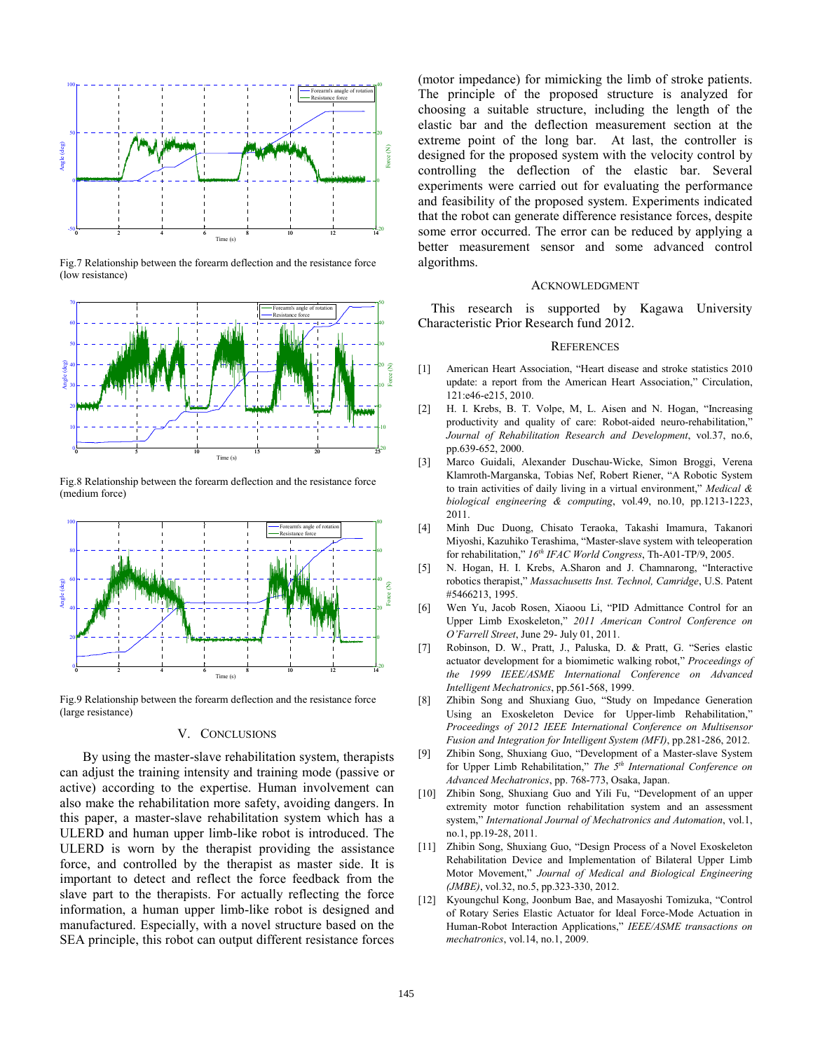100

Forearm's angle of rotation

Resistance force

40

50

20

Angle (deg)

Force (N)

0

0

-50

-20

0 2 4 6 8 10 12 14

Time (s)

Fig.7 Relationship between the forearm deflection and the resistance force (low resistance)

70 50

Forearm's angle of rotation

Resistance force

60 40

50 30

40 20

Angle (deg)

Force (N)

30 10

20 0

10 -10

0 -20

0 5 10 15 20 25

Time (s)

Fig.8 Relationship between the forearm deflection and the resistance force (medium force)

100 80

Forearm's angle of rotation

Resistance force

80 60

60 40

Angle (deg)

Force (N)

40 20

20 0

0 -20

0 2 4 6 8 10 12 14

Time (s)

Fig.9 Relationship between the forearm deflection and the resistance force (large resistance)

## V. CONCLUSIONS

By using the master-slave rehabilitation system, therapists can adjust the training intensity and training mode (passive or active) according to the expertise. Human involvement can also make the rehabilitation more safety, avoiding dangers. In this paper, a master-slave rehabilitation system which has a ULERD and human upper limb-like robot is introduced. The ULERD is worn by the therapist providing the assistance force, and controlled by the therapist as master side. It is important to detect and reflect the force feedback from the slave part to the therapists. For actually reflecting the force information, a human upper limb-like robot is designed and manufactured. Especially, with a novel structure based on the SEA principle, this robot can output different resistance forces (motor impedance) for mimicking the limb of stroke patients. The principle of the proposed structure is analyzed for choosing a suitable structure, including the length of the elastic bar and the deflection measurement section at the extreme point of the long bar. At last, the controller is designed for the proposed system with the velocity control by controlling the deflection of the elastic bar. Several experiments were carried out for evaluating the performance and feasibility of the proposed system. Experiments indicated that the robot can generate difference resistance forces, despite some error occurred. The error can be reduced by applying a better measurement sensor and some advanced control algorithms.

## ACKNOWLEDGMENT

This research is supported by Kagawa University Characteristic Prior Research fund 2012.

## REFERENCES

[1] American Heart Association, "Heart disease and stroke statistics 2010 update: a report from the American Heart Association," Circulation, 121:e46-e215, 2010.

[2] H. I. Krebs, B. T. Volpe, M, L. Aisen and N. Hogan, "Increasing productivity and quality of care: Robot-aided neuro-rehabilitation," *Journal of Rehabilitation Research and Development*, vol.37, no.6, pp.639-652, 2000.

[3] Marco Guidali, Alexander Duschau-Wicke, Simon Broggi, Verena Klamroth-Marganska, Tobias Nef, Robert Riener, "A Robotic System to train activities of daily living in a virtual environment," *Medical & biological engineering & computing*, vol.49, no.10, pp.1213-1223, 2011.

[4] Minh Duc Duong, Chisato Teraoka, Takashi Imamura, Takanori Miyoshi, Kazuhiko Terashima, "Master-slave system with teleoperation for rehabilitation," *16th IFAC World Congress*, Th-A01-TP/9, 2005.

[5] N. Hogan, H. I. Krebs, A.Sharon and J. Chamnarong, "Interactive robotics therapist," *Massachusetts Inst. Technol, Camridge*, U.S. Patent #5466213, 1995.

[6] Wen Yu, Jacob Rosen, Xiaoou Li, "PID Admittance Control for an Upper Limb Exoskeleton," *2011 American Control Conference on O'Farrell Street*, June 29- July 01, 2011.

[7] Robinson, D. W., Pratt, J., Paluska, D. & Pratt, G. "Series elastic actuator development for a biomimetic walking robot," *Proceedings of the 1999 IEEE/ASME International Conference on Advanced Intelligent Mechatronics*, pp.561-568, 1999.

[8] Zhibin Song and Shuxiang Guo, "Study on Impedance Generation Using an Exoskeleton Device for Upper-limb Rehabilitation," *Proceedings of 2012 IEEE International Conference on Multisensor Fusion and Integration for Intelligent System (MFI)*, pp.281-286, 2012.

[9] Zhibin Song, Shuxiang Guo, "Development of a Master-slave System for Upper Limb Rehabilitation," *The 5th International Conference on Advanced Mechatronics*, pp. 768-773, Osaka, Japan.

[10] Zhibin Song, Shuxiang Guo and Yili Fu, "Development of an upper extremity motor function rehabilitation system and an assessment system," *International Journal of Mechatronics and Automation*, vol.1, no.1, pp.19-28, 2011.

[11] Zhibin Song, Shuxiang Guo, "Design Process of a Novel Exoskeleton Rehabilitation Device and Implementation of Bilateral Upper Limb Motor Movement," *Journal of Medical and Biological Engineering (JMBE)*, vol.32, no.5, pp.323-330, 2012.

[12] Kyoungchul Kong, Joonbum Bae, and Masayoshi Tomizuka, "Control of Rotary Series Elastic Actuator for Ideal Force-Mode Actuation in Human-Robot Interaction Applications," *IEEE/ASME transactions on mechatronics*, vol.14, no.1, 2009.